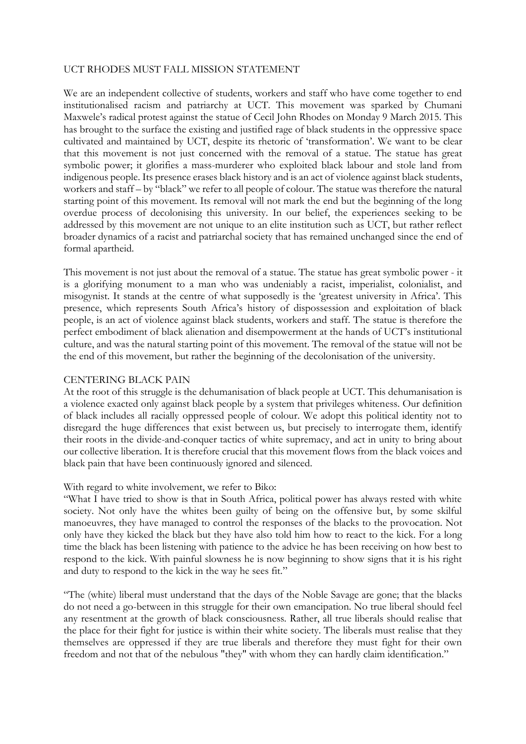# UCT RHODES MUST FALL MISSION STATEMENT

We are an independent collective of students, workers and staff who have come together to end institutionalised racism and patriarchy at UCT. This movement was sparked by Chumani Maxwele's radical protest against the statue of Cecil John Rhodes on Monday 9 March 2015. This has brought to the surface the existing and justified rage of black students in the oppressive space cultivated and maintained by UCT, despite its rhetoric of 'transformation'. We want to be clear that this movement is not just concerned with the removal of a statue. The statue has great symbolic power; it glorifies a mass-murderer who exploited black labour and stole land from indigenous people. Its presence erases black history and is an act of violence against black students, workers and staff – by "black" we refer to all people of colour. The statue was therefore the natural starting point of this movement. Its removal will not mark the end but the beginning of the long overdue process of decolonising this university. In our belief, the experiences seeking to be addressed by this movement are not unique to an elite institution such as UCT, but rather reflect broader dynamics of a racist and patriarchal society that has remained unchanged since the end of formal apartheid.

This movement is not just about the removal of a statue. The statue has great symbolic power - it is a glorifying monument to a man who was undeniably a racist, imperialist, colonialist, and misogynist. It stands at the centre of what supposedly is the 'greatest university in Africa'. This presence, which represents South Africa's history of dispossession and exploitation of black people, is an act of violence against black students, workers and staff. The statue is therefore the perfect embodiment of black alienation and disempowerment at the hands of UCT's institutional culture, and was the natural starting point of this movement. The removal of the statue will not be the end of this movement, but rather the beginning of the decolonisation of the university.

## CENTERING BLACK PAIN

At the root of this struggle is the dehumanisation of black people at UCT. This dehumanisation is a violence exacted only against black people by a system that privileges whiteness. Our definition of black includes all racially oppressed people of colour. We adopt this political identity not to disregard the huge differences that exist between us, but precisely to interrogate them, identify their roots in the divide-and-conquer tactics of white supremacy, and act in unity to bring about our collective liberation. It is therefore crucial that this movement flows from the black voices and black pain that have been continuously ignored and silenced.

With regard to white involvement, we refer to Biko:

"What I have tried to show is that in South Africa, political power has always rested with white society. Not only have the whites been guilty of being on the offensive but, by some skilful manoeuvres, they have managed to control the responses of the blacks to the provocation. Not only have they kicked the black but they have also told him how to react to the kick. For a long time the black has been listening with patience to the advice he has been receiving on how best to respond to the kick. With painful slowness he is now beginning to show signs that it is his right and duty to respond to the kick in the way he sees fit."

"The (white) liberal must understand that the days of the Noble Savage are gone; that the blacks do not need a go-between in this struggle for their own emancipation. No true liberal should feel any resentment at the growth of black consciousness. Rather, all true liberals should realise that the place for their fight for justice is within their white society. The liberals must realise that they themselves are oppressed if they are true liberals and therefore they must fight for their own freedom and not that of the nebulous "they" with whom they can hardly claim identification."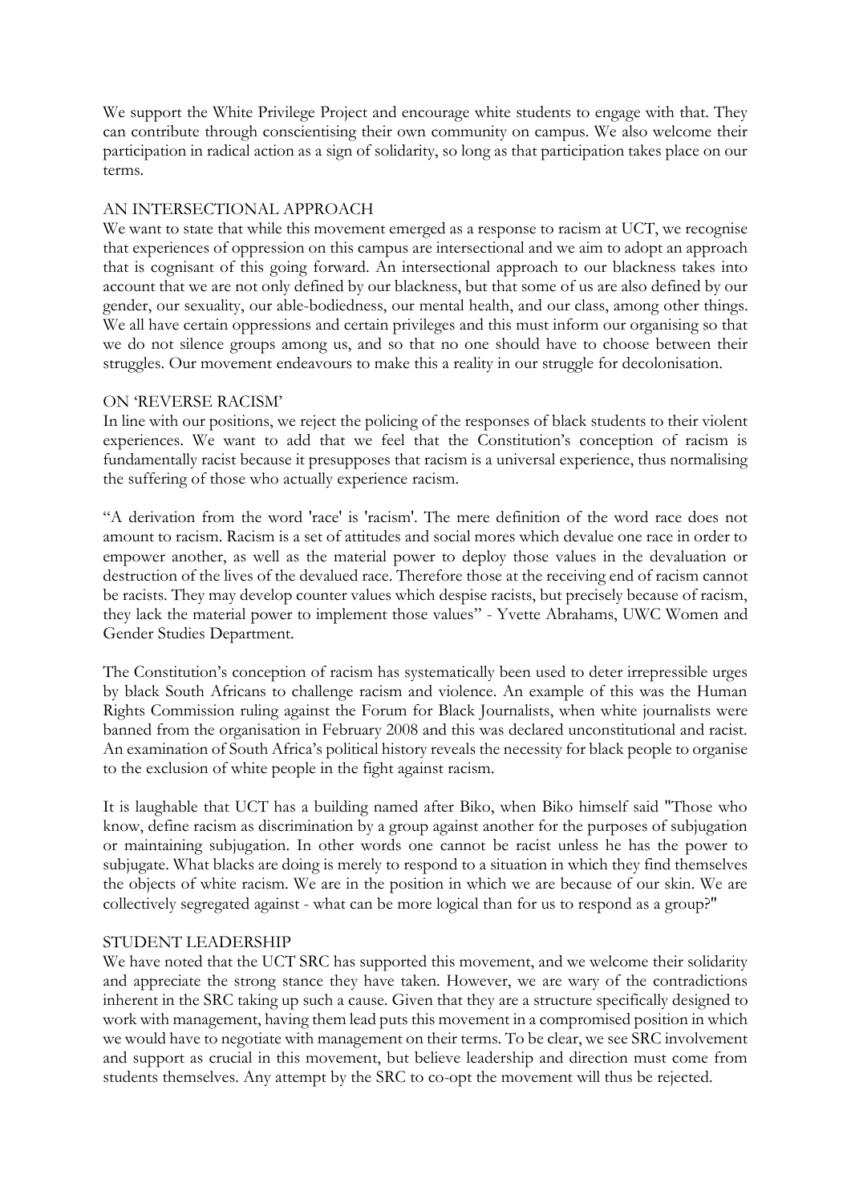We support the White Privilege Project and encourage white students to engage with that. They can contribute through conscientising their own community on campus. We also welcome their participation in radical action as a sign of solidarity, so long as that participation takes place on our terms.

## AN INTERSECTIONAL APPROACH

We want to state that while this movement emerged as a response to racism at UCT, we recognise that experiences of oppression on this campus are intersectional and we aim to adopt an approach that is cognisant of this going forward. An intersectional approach to our blackness takes into account that we are not only defined by our blackness, but that some of us are also defined by our gender, our sexuality, our able-bodiedness, our mental health, and our class, among other things. We all have certain oppressions and certain privileges and this must inform our organising so that we do not silence groups among us, and so that no one should have to choose between their struggles. Our movement endeavours to make this a reality in our struggle for decolonisation.

## ON 'REVERSE RACISM'

In line with our positions, we reject the policing of the responses of black students to their violent experiences. We want to add that we feel that the Constitution's conception of racism is fundamentally racist because it presupposes that racism is a universal experience, thus normalising the suffering of those who actually experience racism.

"A derivation from the word 'race' is 'racism'. The mere definition of the word race does not amount to racism. Racism is a set of attitudes and social mores which devalue one race in order to empower another, as well as the material power to deploy those values in the devaluation or destruction of the lives of the devalued race. Therefore those at the receiving end of racism cannot be racists. They may develop counter values which despise racists, but precisely because of racism, they lack the material power to implement those values" - Yvette Abrahams, UWC Women and Gender Studies Department.

The Constitution's conception of racism has systematically been used to deter irrepressible urges by black South Africans to challenge racism and violence. An example of this was the Human Rights Commission ruling against the Forum for Black Journalists, when white journalists were banned from the organisation in February 2008 and this was declared unconstitutional and racist. An examination of South Africa's political history reveals the necessity for black people to organise to the exclusion of white people in the fight against racism.

It is laughable that UCT has a building named after Biko, when Biko himself said "Those who know, define racism as discrimination by a group against another for the purposes of subjugation or maintaining subjugation. In other words one cannot be racist unless he has the power to subjugate. What blacks are doing is merely to respond to a situation in which they find themselves the objects of white racism. We are in the position in which we are because of our skin. We are collectively segregated against - what can be more logical than for us to respond as a group?"

## STUDENT LEADERSHIP

We have noted that the UCT SRC has supported this movement, and we welcome their solidarity and appreciate the strong stance they have taken. However, we are wary of the contradictions inherent in the SRC taking up such a cause. Given that they are a structure specifically designed to work with management, having them lead puts this movement in a compromised position in which we would have to negotiate with management on their terms. To be clear, we see SRC involvement and support as crucial in this movement, but believe leadership and direction must come from students themselves. Any attempt by the SRC to co-opt the movement will thus be rejected.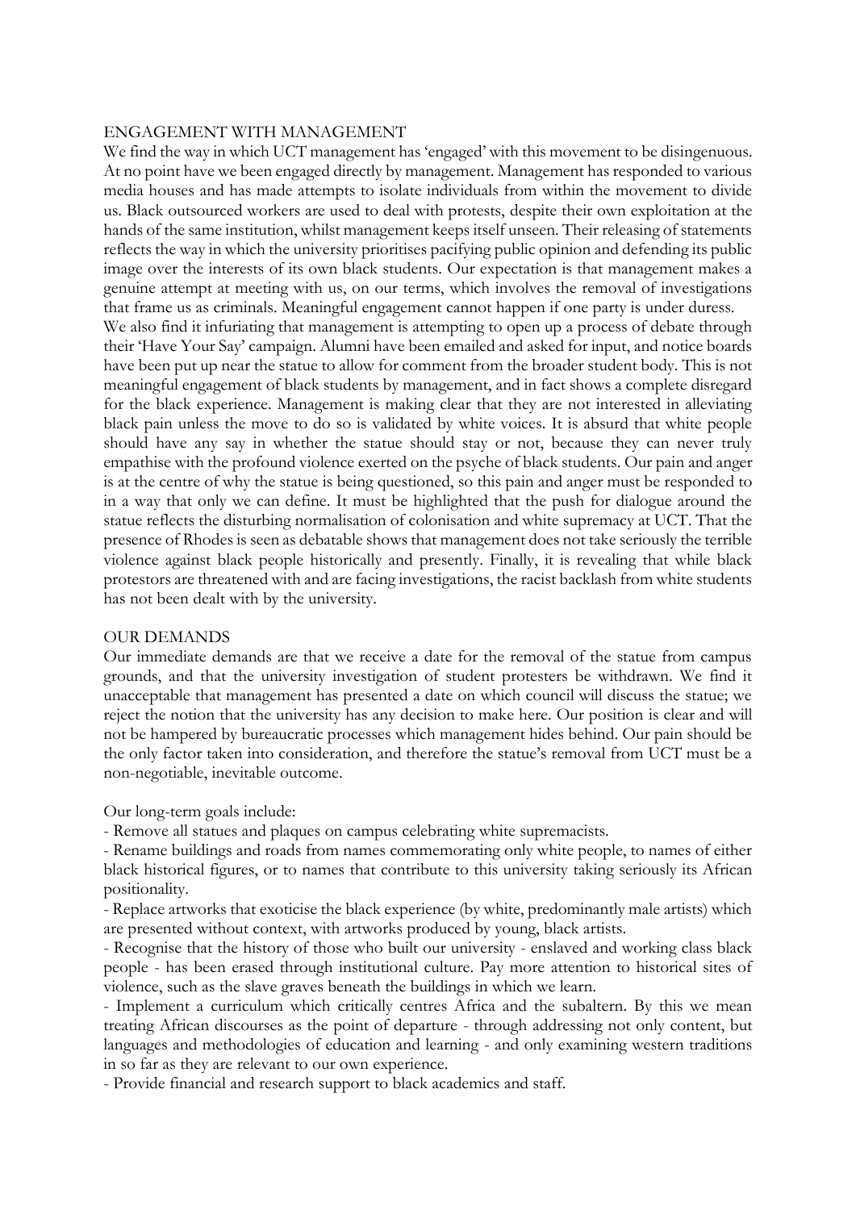## ENGAGEMENT WITH MANAGEMENT

We find the way in which UCT management has 'engaged' with this movement to be disingenuous. At no point have we been engaged directly by management. Management has responded to various media houses and has made attempts to isolate individuals from within the movement to divide us. Black outsourced workers are used to deal with protests, despite their own exploitation at the hands of the same institution, whilst management keeps itself unseen. Their releasing of statements reflects the way in which the university prioritises pacifying public opinion and defending its public image over the interests of its own black students. Our expectation is that management makes a genuine attempt at meeting with us, on our terms, which involves the removal of investigations that frame us as criminals. Meaningful engagement cannot happen if one party is under duress.

We also find it infuriating that management is attempting to open up a process of debate through their 'Have Your Say' campaign. Alumni have been emailed and asked for input, and notice boards have been put up near the statue to allow for comment from the broader student body. This is not meaningful engagement of black students by management, and in fact shows a complete disregard for the black experience. Management is making clear that they are not interested in alleviating black pain unless the move to do so is validated by white voices. It is absurd that white people should have any say in whether the statue should stay or not, because they can never truly empathise with the profound violence exerted on the psyche of black students. Our pain and anger is at the centre of why the statue is being questioned, so this pain and anger must be responded to in a way that only we can define. It must be highlighted that the push for dialogue around the statue reflects the disturbing normalisation of colonisation and white supremacy at UCT. That the presence of Rhodes is seen as debatable shows that management does not take seriously the terrible violence against black people historically and presently. Finally, it is revealing that while black protestors are threatened with and are facing investigations, the racist backlash from white students has not been dealt with by the university.

## OUR DEMANDS

Our immediate demands are that we receive a date for the removal of the statue from campus grounds, and that the university investigation of student protesters be withdrawn. We find it unacceptable that management has presented a date on which council will discuss the statue; we reject the notion that the university has any decision to make here. Our position is clear and will not be hampered by bureaucratic processes which management hides behind. Our pain should be the only factor taken into consideration, and therefore the statue's removal from UCT must be a non-negotiable, inevitable outcome.

Our long-term goals include:

- Remove all statues and plaques on campus celebrating white supremacists.
- Rename buildings and roads from names commemorating only white people, to names of either black historical figures, or to names that contribute to this university taking seriously its African positionality.
- Replace artworks that exoticise the black experience (by white, predominantly male artists) which are presented without context, with artworks produced by young, black artists.
- Recognise that the history of those who built our university - enslaved and working class black people - has been erased through institutional culture. Pay more attention to historical sites of violence, such as the slave graves beneath the buildings in which we learn.
- Implement a curriculum which critically centres Africa and the subaltern. By this we mean treating African discourses as the point of departure - through addressing not only content, but languages and methodologies of education and learning - and only examining western traditions in so far as they are relevant to our own experience.
- Provide financial and research support to black academics and staff.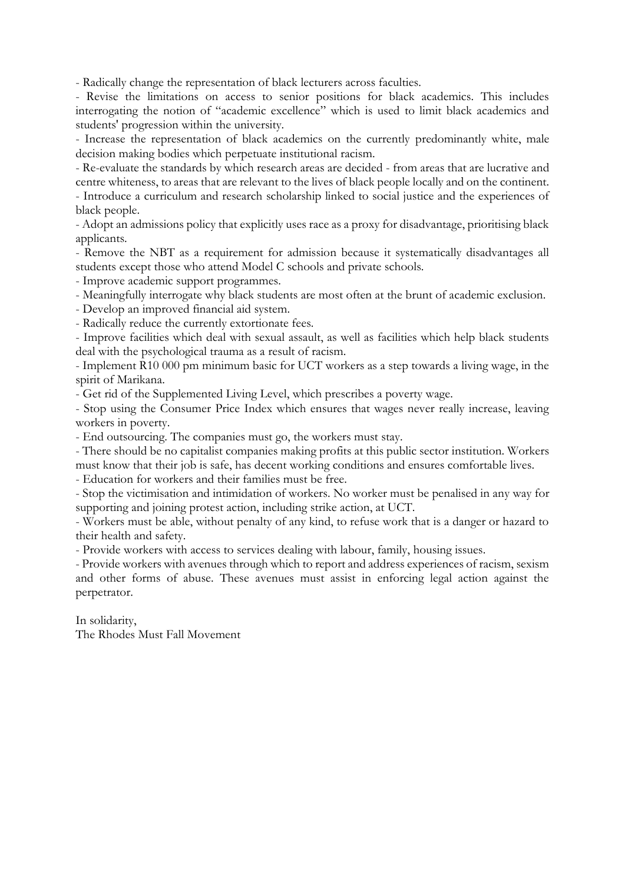- Radically change the representation of black lecturers across faculties.
- Revise the limitations on access to senior positions for black academics. This includes interrogating the notion of "academic excellence" which is used to limit black academics and students' progression within the university.
- Increase the representation of black academics on the currently predominantly white, male decision making bodies which perpetuate institutional racism.
- Re-evaluate the standards by which research areas are decided - from areas that are lucrative and centre whiteness, to areas that are relevant to the lives of black people locally and on the continent.
- Introduce a curriculum and research scholarship linked to social justice and the experiences of black people.
- Adopt an admissions policy that explicitly uses race as a proxy for disadvantage, prioritising black applicants.
- Remove the NBT as a requirement for admission because it systematically disadvantages all students except those who attend Model C schools and private schools.
- Improve academic support programmes.
- Meaningfully interrogate why black students are most often at the brunt of academic exclusion.
- Develop an improved financial aid system.
- Radically reduce the currently extortionate fees.
- Improve facilities which deal with sexual assault, as well as facilities which help black students deal with the psychological trauma as a result of racism.
- Implement R10 000 pm minimum basic for UCT workers as a step towards a living wage, in the spirit of Marikana.
- Get rid of the Supplemented Living Level, which prescribes a poverty wage.
- Stop using the Consumer Price Index which ensures that wages never really increase, leaving workers in poverty.
- End outsourcing. The companies must go, the workers must stay.
- There should be no capitalist companies making profits at this public sector institution. Workers must know that their job is safe, has decent working conditions and ensures comfortable lives.
- Education for workers and their families must be free.
- Stop the victimisation and intimidation of workers. No worker must be penalised in any way for supporting and joining protest action, including strike action, at UCT.
- Workers must be able, without penalty of any kind, to refuse work that is a danger or hazard to their health and safety.
- Provide workers with access to services dealing with labour, family, housing issues.
- Provide workers with avenues through which to report and address experiences of racism, sexism and other forms of abuse. These avenues must assist in enforcing legal action against the perpetrator.

In solidarity,
The Rhodes Must Fall Movement